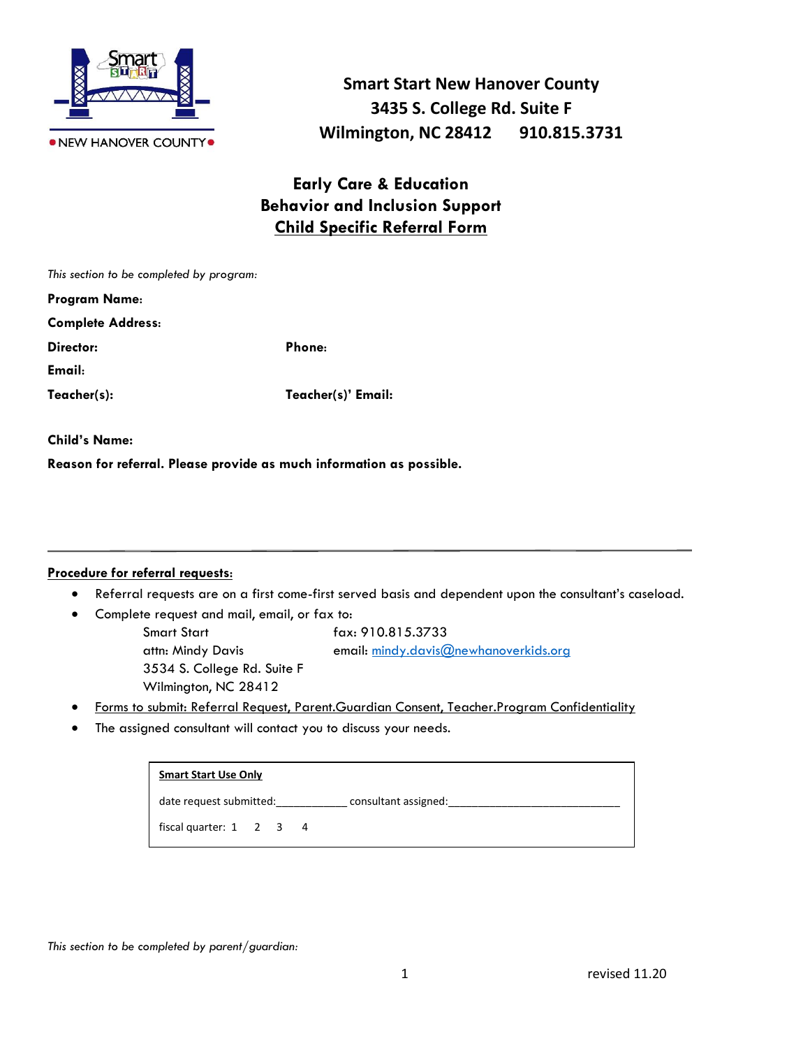NEW HANOVER COUNTY

**Smart Start New Hanover County**
**3435 S. College Rd. Suite F**
**Wilmington, NC 28412 910.815.3731**

# Early Care & Education
# Behavior and Inclusion Support
# Child Specific Referral Form

*This section to be completed by program:*

**Program Name:**

**Complete Address:**

**Director:** **Phone:**

**Email:**

**Teacher(s):** **Teacher(s)' Email:**

**Child's Name:**

**Reason for referral. Please provide as much information as possible.**

---

**Procedure for referral requests:**

- Referral requests are on a first come-first served basis and dependent upon the consultant's caseload.
- Complete request and mail, email, or fax to:

  Smart Start
  attn: Mindy Davis
  3534 S. College Rd. Suite F
  Wilmington, NC 28412

  fax: 910.815.3733
  email: mindy.davis@newhanoverkids.org

- Forms to submit: Referral Request, Parent.Guardian Consent, Teacher.Program Confidentiality
- The assigned consultant will contact you to discuss your needs.

**Smart Start Use Only**

date request submitted:____________ consultant assigned:____________________________

fiscal quarter: 1 2 3 4

*This section to be completed by parent/guardian:*

revised 11.20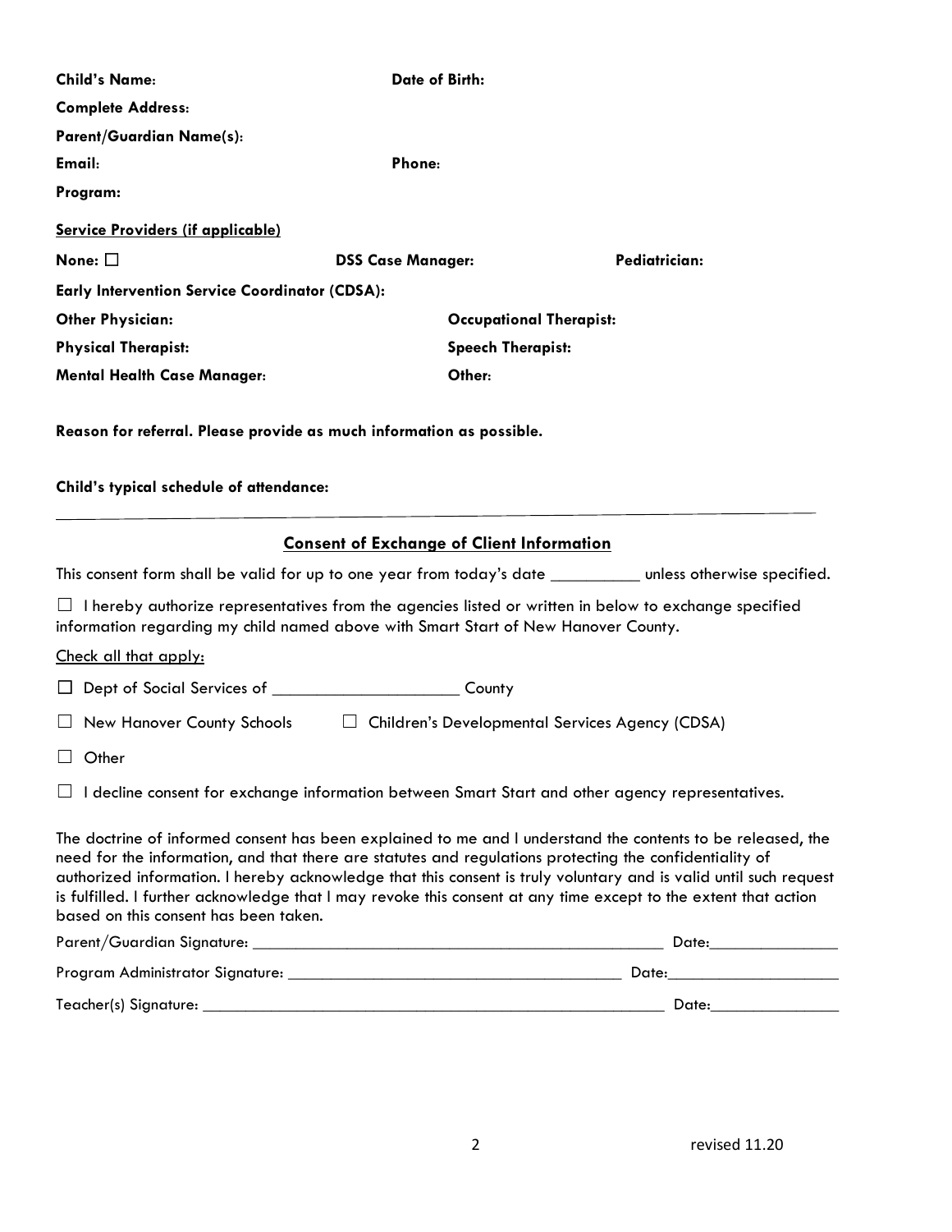**Child's Name:** **Date of Birth:**

**Complete Address:**

**Parent/Guardian Name(s):**

**Email:** **Phone:**

**Program:**

**Service Providers (if applicable)**

**None:** ☐ **DSS Case Manager:** **Pediatrician:**

**Early Intervention Service Coordinator (CDSA):**

**Other Physician:** **Occupational Therapist:**

**Physical Therapist:** **Speech Therapist:**

**Mental Health Case Manager:** **Other:**

**Reason for referral. Please provide as much information as possible.**

**Child's typical schedule of attendance:**

---

**Consent of Exchange of Client Information**

This consent form shall be valid for up to one year from today's date __________ unless otherwise specified.

☐ I hereby authorize representatives from the agencies listed or written in below to exchange specified information regarding my child named above with Smart Start of New Hanover County.

Check all that apply:

☐ Dept of Social Services of _____________________ County

☐ New Hanover County Schools ☐ Children's Developmental Services Agency (CDSA)

☐ Other

☐ I decline consent for exchange information between Smart Start and other agency representatives.

The doctrine of informed consent has been explained to me and I understand the contents to be released, the need for the information, and that there are statutes and regulations protecting the confidentiality of authorized information. I hereby acknowledge that this consent is truly voluntary and is valid until such request is fulfilled. I further acknowledge that I may revoke this consent at any time except to the extent that action based on this consent has been taken.

Parent/Guardian Signature: _______________________________________________ Date:_______________

Program Administrator Signature: ________________________________________ Date:____________________

Teacher(s) Signature: ______________________________________________________ Date:_______________

revised 11.20